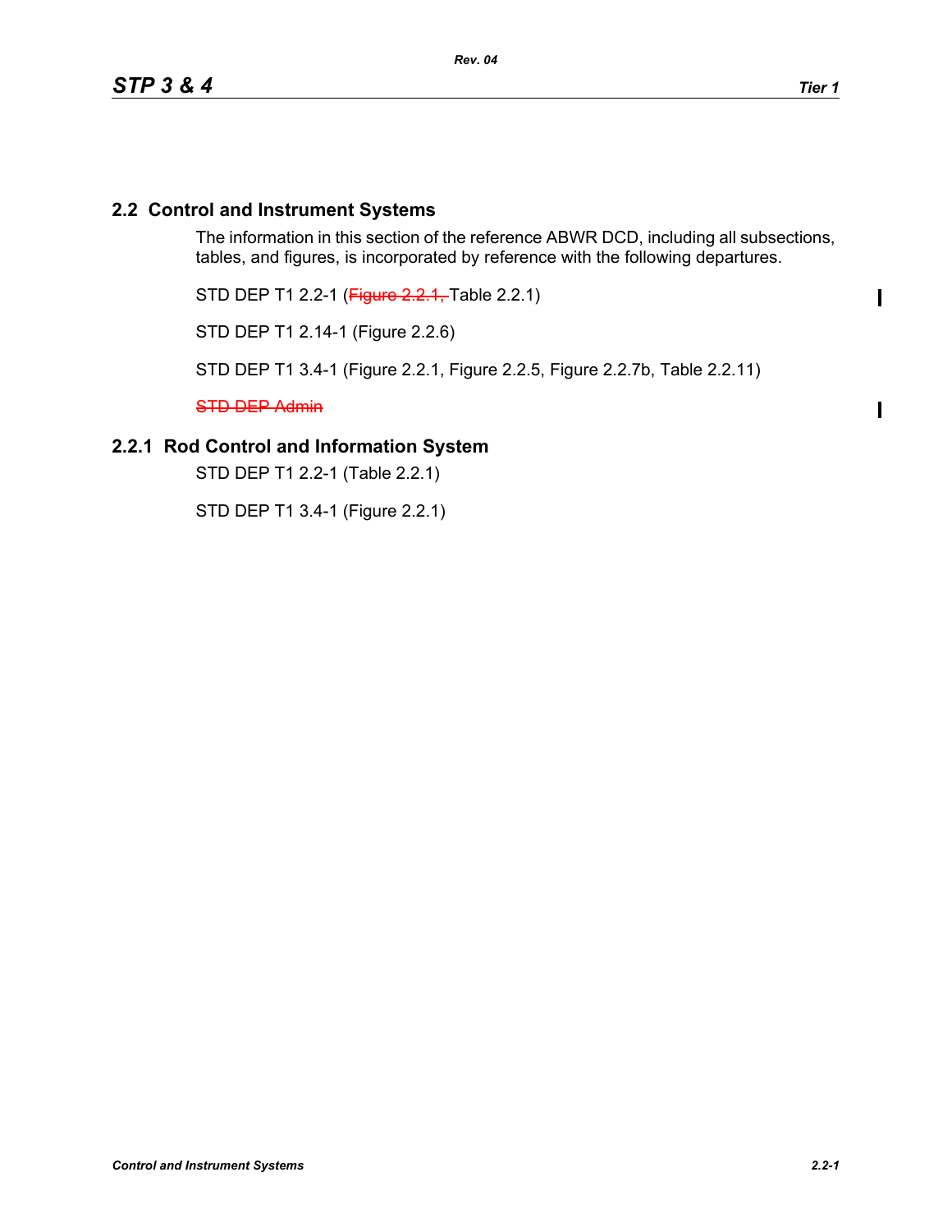## 2.2 Control and Instrument Systems

The information in this section of the reference ABWR DCD, including all subsections, tables, and figures, is incorporated by reference with the following departures.

STD DEP T1 2.2-1 (~~Figure 2.2.1,~~ Table 2.2.1)

STD DEP T1 2.14-1 (Figure 2.2.6)

STD DEP T1 3.4-1 (Figure 2.2.1, Figure 2.2.5, Figure 2.2.7b, Table 2.2.11)

~~STD DEP Admin~~

### 2.2.1 Rod Control and Information System

STD DEP T1 2.2-1 (Table 2.2.1)

STD DEP T1 3.4-1 (Figure 2.2.1)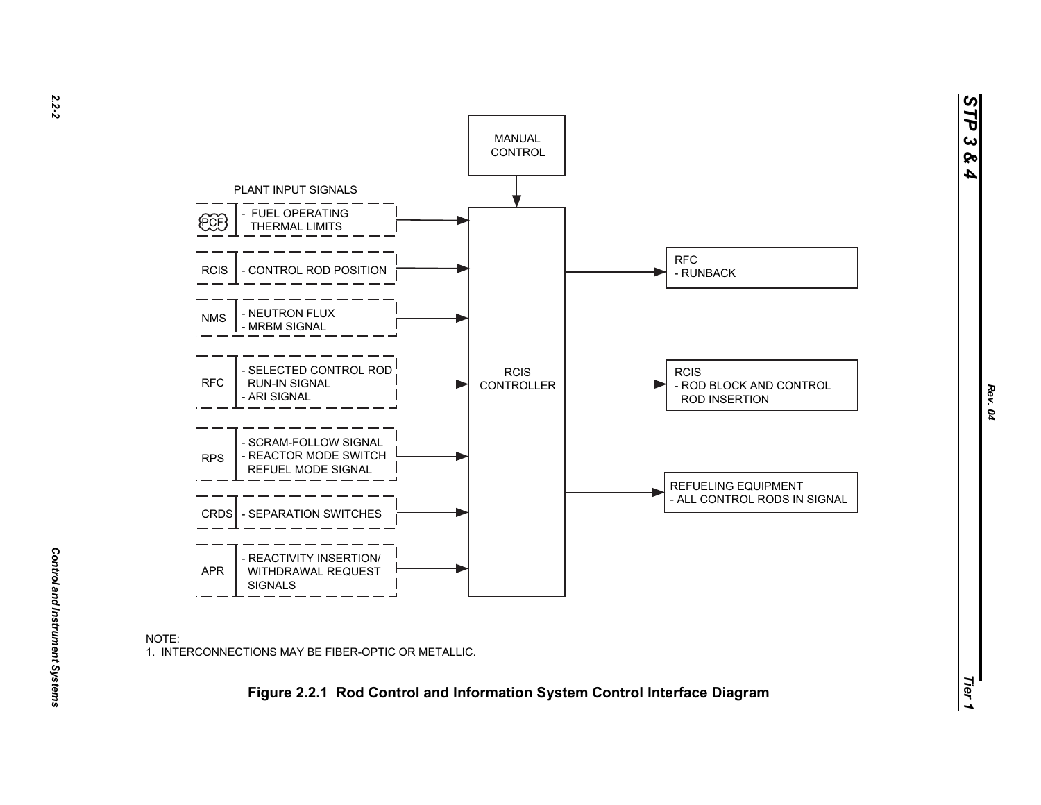MANUAL CONTROL

PLANT INPUT SIGNALS

| Source | Signal |
| --- | --- |
| PCF | - FUEL OPERATING THERMAL LIMITS |
| RCIS | - CONTROL ROD POSITION |
| NMS | - NEUTRON FLUX<br>- MRBM SIGNAL |
| RFC | - SELECTED CONTROL ROD RUN-IN SIGNAL<br>- ARI SIGNAL |
| RPS | - SCRAM-FOLLOW SIGNAL<br>- REACTOR MODE SWITCH REFUEL MODE SIGNAL |
| CRDS | - SEPARATION SWITCHES |
| APR | - REACTIVITY INSERTION/ WITHDRAWAL REQUEST SIGNALS |

RCIS CONTROLLER

RFC
- RUNBACK

RCIS
- ROD BLOCK AND CONTROL ROD INSERTION

REFUELING EQUIPMENT
- ALL CONTROL RODS IN SIGNAL

NOTE:
1. INTERCONNECTIONS MAY BE FIBER-OPTIC OR METALLIC.

**Figure 2.2.1 Rod Control and Information System Control Interface Diagram**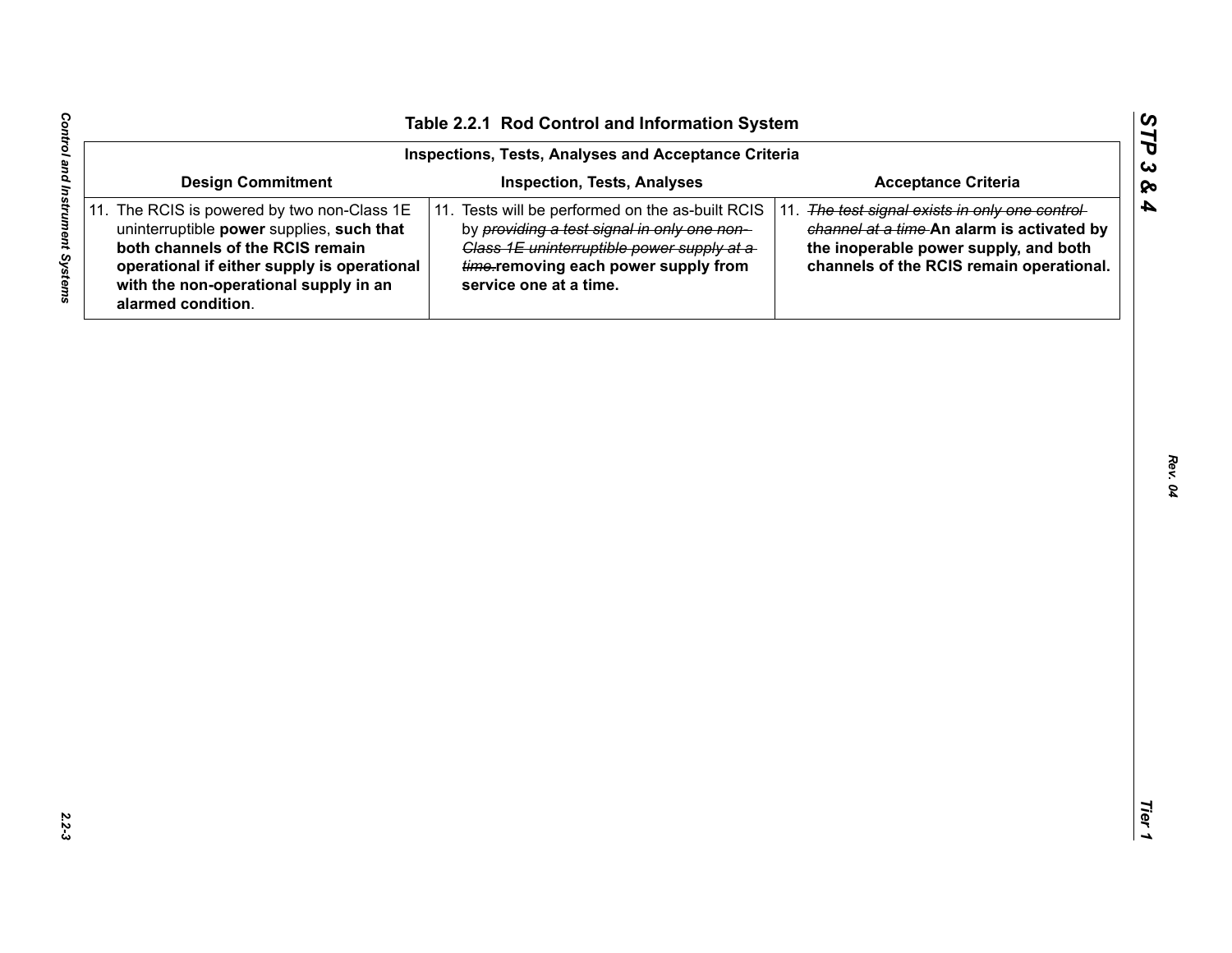# Table 2.2.1 Rod Control and Information System

| Inspections, Tests, Analyses and Acceptance Criteria | | |
|---|---|---|
| **Design Commitment** | **Inspection, Tests, Analyses** | **Acceptance Criteria** |
| 11. The RCIS is powered by two non-Class 1E uninterruptible **power** supplies, **such that both channels of the RCIS remain operational if either supply is operational with the non-operational supply in an alarmed condition**. | 11. Tests will be performed on the as-built RCIS by ~~*providing a test signal in only one non-Class 1E uninterruptible power supply at a time.*~~ **removing each power supply from service one at a time.** | 11. ~~*The test signal exists in only one control channel at a time*~~ **An alarm is activated by the inoperable power supply, and both channels of the RCIS remain operational.** |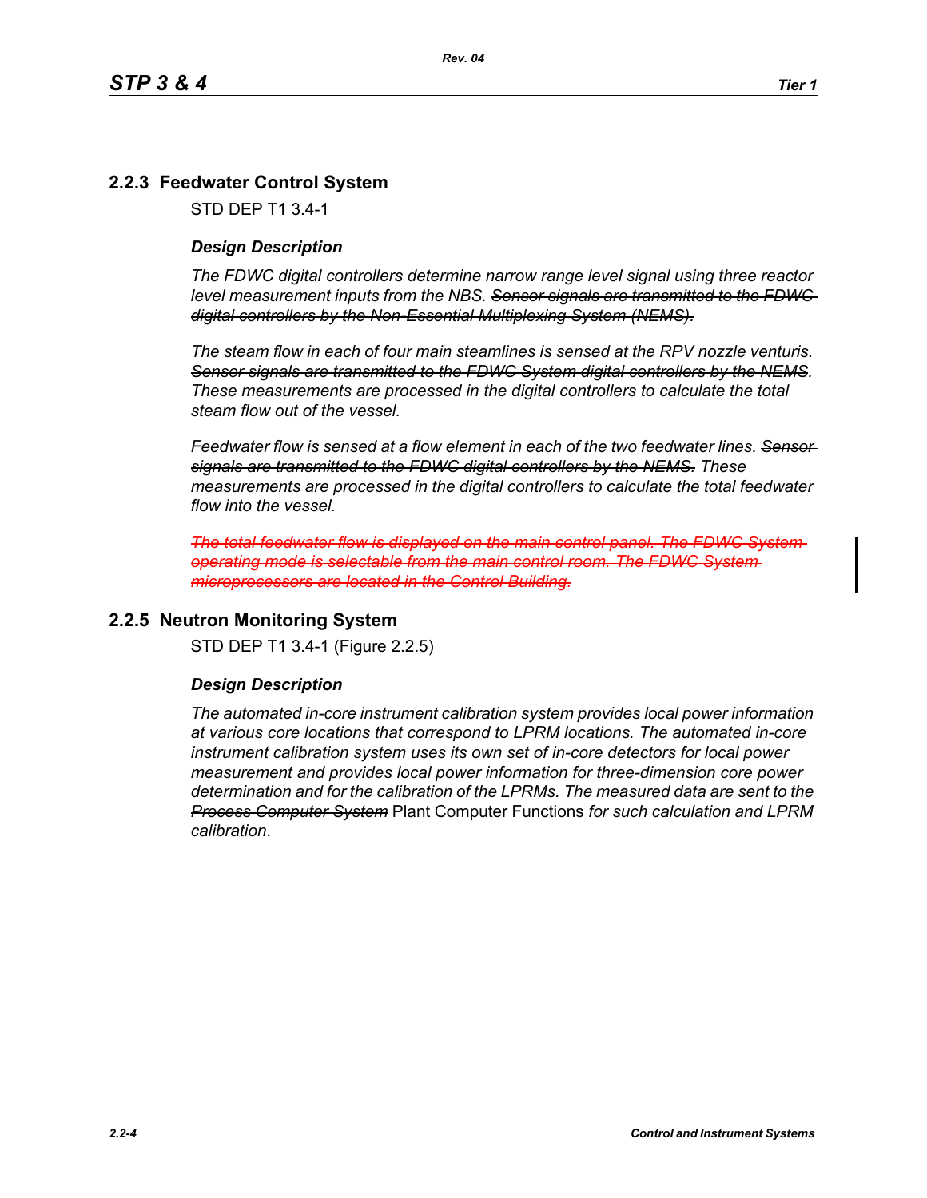## 2.2.3 Feedwater Control System

STD DEP T1 3.4-1

### *Design Description*

*The FDWC digital controllers determine narrow range level signal using three reactor level measurement inputs from the NBS.* ~~*Sensor signals are transmitted to the FDWC digital controllers by the Non-Essential Multiplexing System (NEMS).*~~

*The steam flow in each of four main steamlines is sensed at the RPV nozzle venturis.* ~~*Sensor signals are transmitted to the FDWC System digital controllers by the NEMS*~~*. These measurements are processed in the digital controllers to calculate the total steam flow out of the vessel.*

*Feedwater flow is sensed at a flow element in each of the two feedwater lines.* ~~*Sensor signals are transmitted to the FDWC digital controllers by the NEMS.*~~ *These measurements are processed in the digital controllers to calculate the total feedwater flow into the vessel.*

~~*The total feedwater flow is displayed on the main control panel. The FDWC System operating mode is selectable from the main control room. The FDWC System microprocessors are located in the Control Building.*~~

## 2.2.5 Neutron Monitoring System

STD DEP T1 3.4-1 (Figure 2.2.5)

### *Design Description*

*The automated in-core instrument calibration system provides local power information at various core locations that correspond to LPRM locations. The automated in-core instrument calibration system uses its own set of in-core detectors for local power measurement and provides local power information for three-dimension core power determination and for the calibration of the LPRMs. The measured data are sent to the* ~~*Process Computer System*~~ <u>Plant Computer Functions</u> *for such calculation and LPRM calibration.*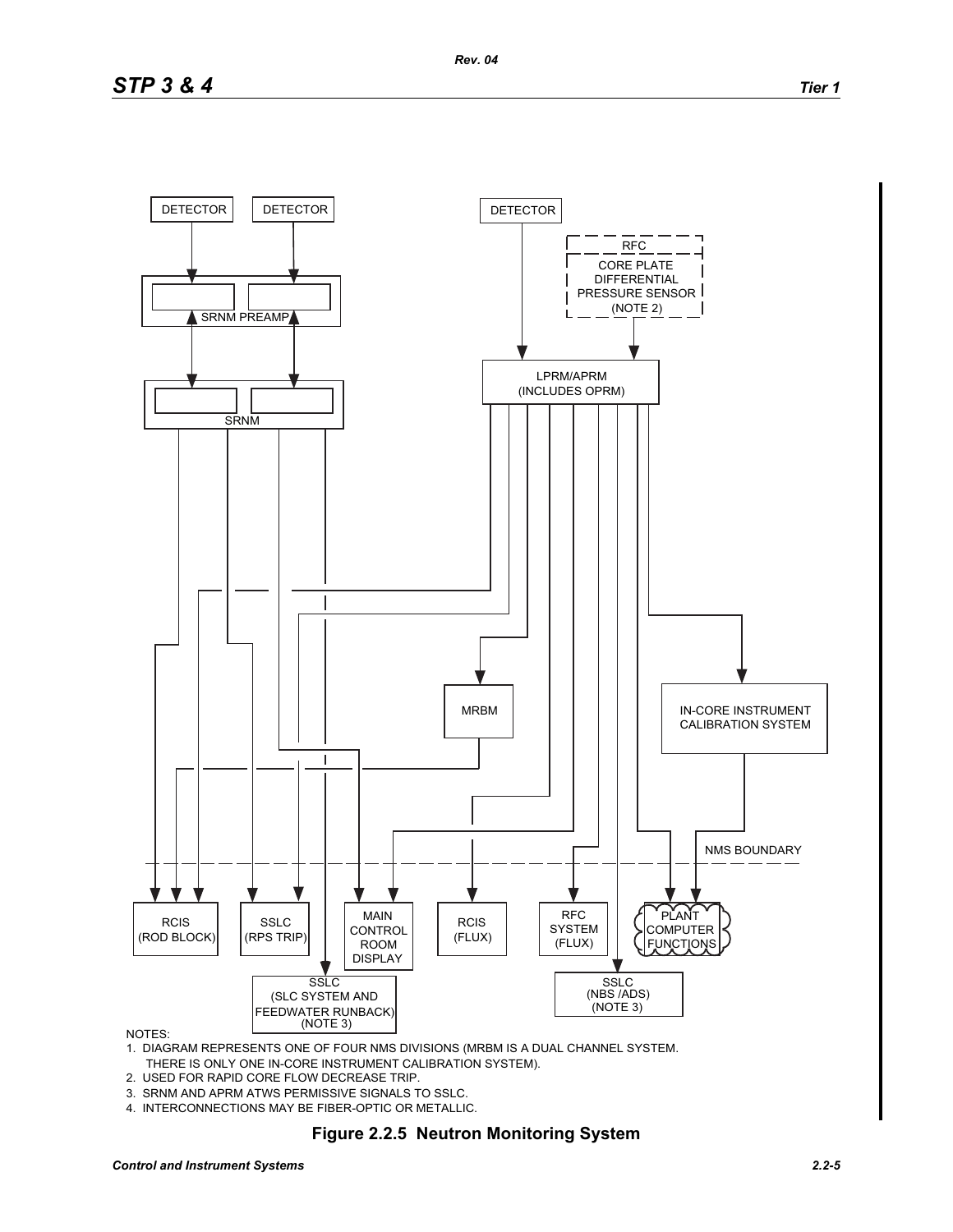DETECTOR

DETECTOR

DETECTOR

RFC
CORE PLATE DIFFERENTIAL PRESSURE SENSOR (NOTE 2)

SRNM PREAMP

SRNM

LPRM/APRM (INCLUDES OPRM)

MRBM

IN-CORE INSTRUMENT CALIBRATION SYSTEM

NMS BOUNDARY

RCIS (ROD BLOCK)

SSLC (RPS TRIP)

MAIN CONTROL ROOM DISPLAY

RCIS (FLUX)

RFC SYSTEM (FLUX)

PLANT COMPUTER FUNCTIONS

SSLC (SLC SYSTEM AND FEEDWATER RUNBACK) (NOTE 3)

SSLC (NBS /ADS) (NOTE 3)

NOTES:

1. DIAGRAM REPRESENTS ONE OF FOUR NMS DIVISIONS (MRBM IS A DUAL CHANNEL SYSTEM. THERE IS ONLY ONE IN-CORE INSTRUMENT CALIBRATION SYSTEM).
2. USED FOR RAPID CORE FLOW DECREASE TRIP.
3. SRNM AND APRM ATWS PERMISSIVE SIGNALS TO SSLC.
4. INTERCONNECTIONS MAY BE FIBER-OPTIC OR METALLIC.

**Figure 2.2.5 Neutron Monitoring System**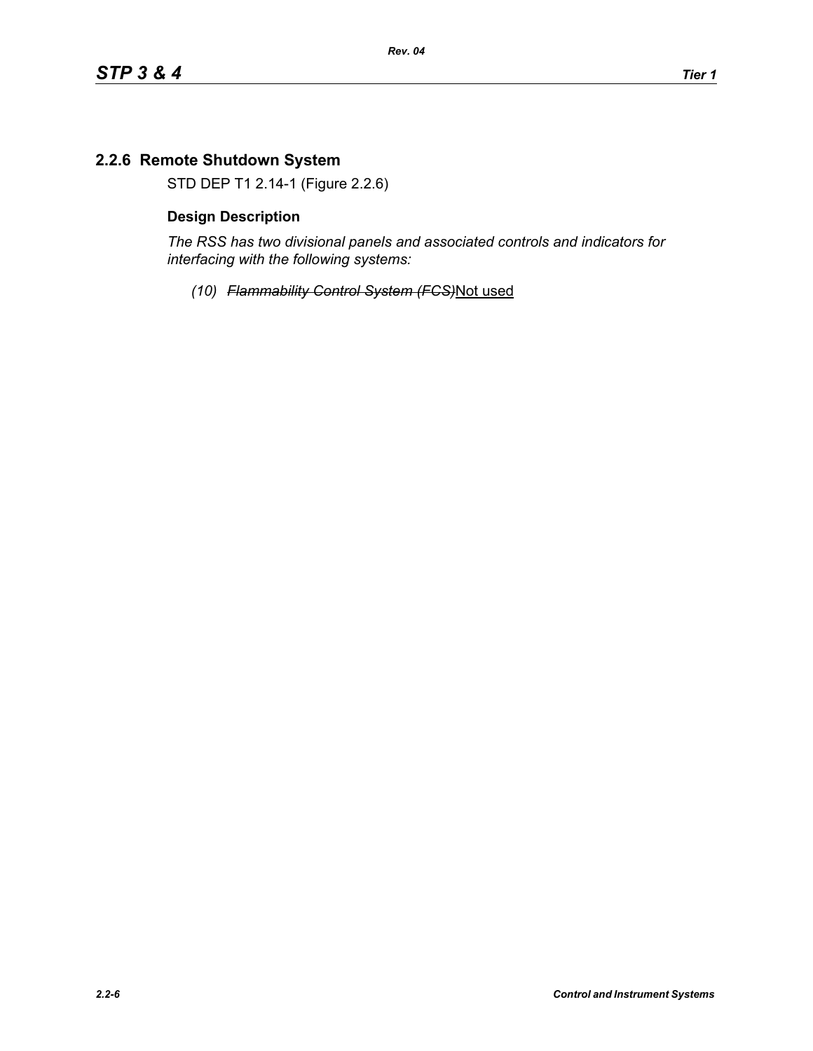## 2.2.6 Remote Shutdown System

STD DEP T1 2.14-1 (Figure 2.2.6)

### Design Description

*The RSS has two divisional panels and associated controls and indicators for interfacing with the following systems:*

*(10)* ~~*Flammability Control System (FCS)*~~Not used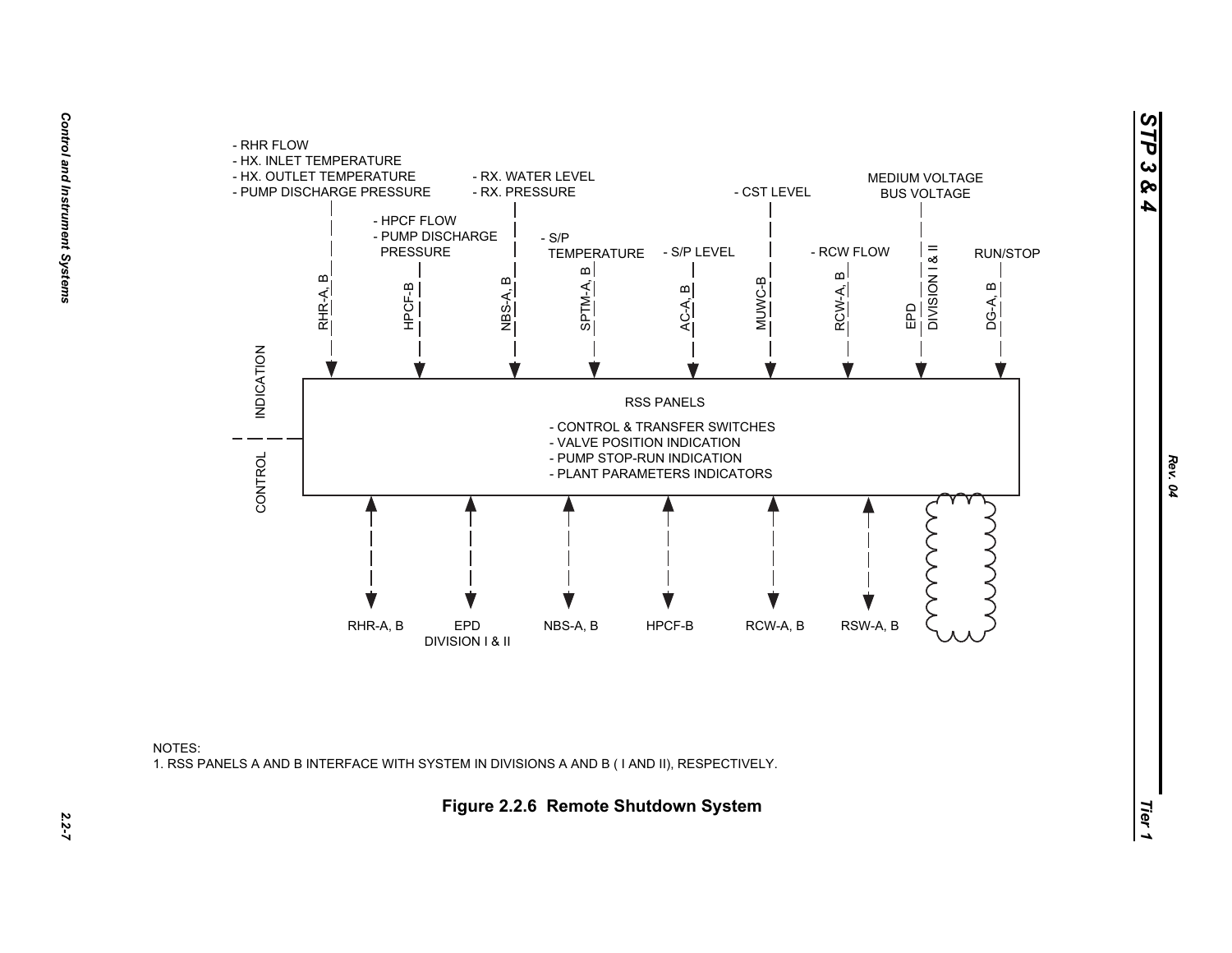- RHR FLOW
- HX. INLET TEMPERATURE
- HX. OUTLET TEMPERATURE
- PUMP DISCHARGE PRESSURE

RHR-A, B

- HPCF FLOW
- PUMP DISCHARGE PRESSURE

HPCF-B

- RX. WATER LEVEL
- RX. PRESSURE

NBS-A, B

- S/P TEMPERATURE

SPTM-A, B

- S/P LEVEL

AC-A, B

- CST LEVEL

MUWC-B

- RCW FLOW

RCW-A, B

MEDIUM VOLTAGE BUS VOLTAGE

EPD DIVISION I & II

RUN/STOP

DG-A, B

INDICATION

CONTROL

RSS PANELS

- CONTROL & TRANSFER SWITCHES
- VALVE POSITION INDICATION
- PUMP STOP-RUN INDICATION
- PLANT PARAMETERS INDICATORS

RHR-A, B

EPD DIVISION I & II

NBS-A, B

HPCF-B

RCW-A, B

RSW-A, B

NOTES:

1. RSS PANELS A AND B INTERFACE WITH SYSTEM IN DIVISIONS A AND B ( I AND II), RESPECTIVELY.

**Figure 2.2.6 Remote Shutdown System**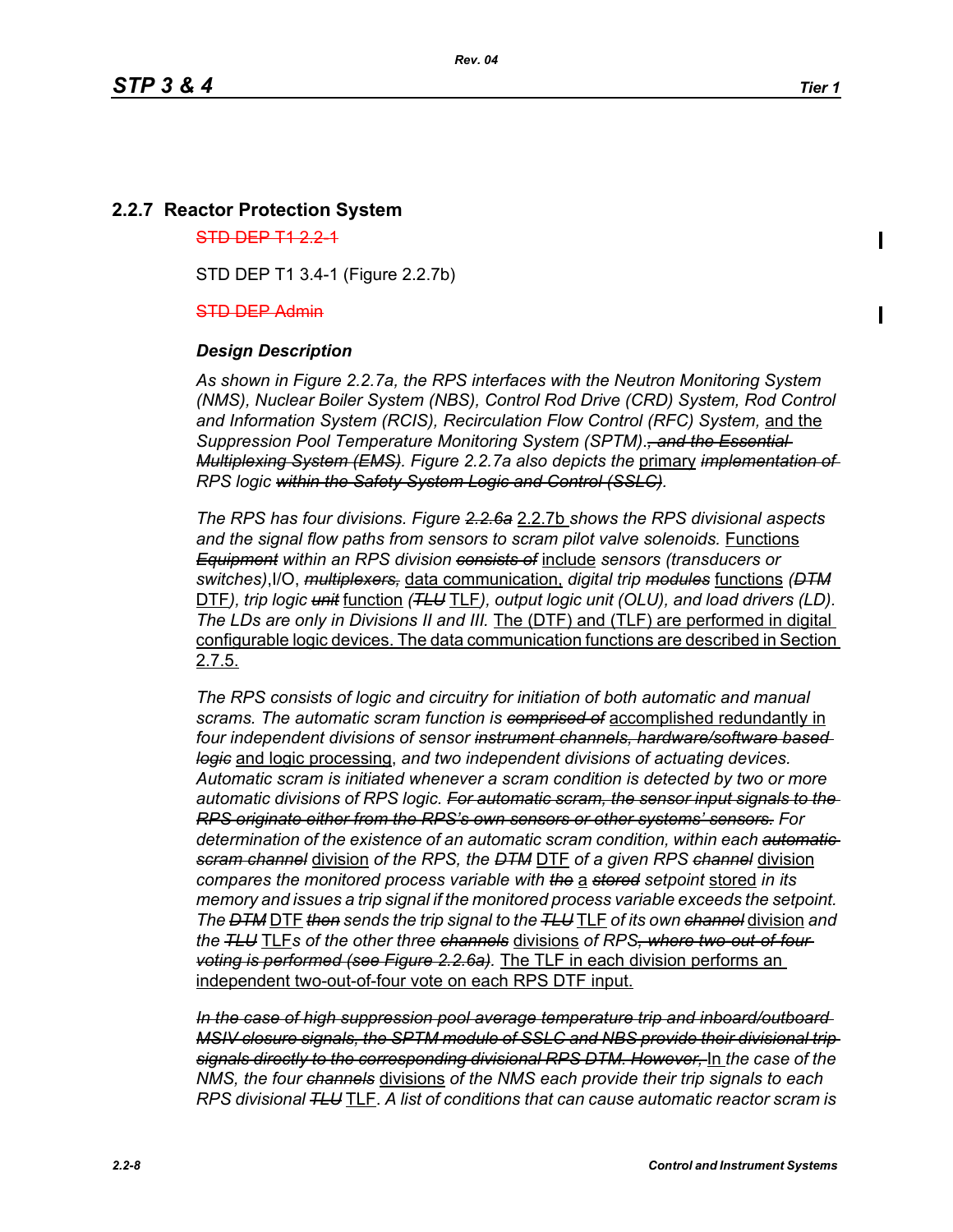## 2.2.7 Reactor Protection System

~~STD DEP T1 2.2-1~~

STD DEP T1 3.4-1 (Figure 2.2.7b)

~~STD DEP Admin~~

### *Design Description*

*As shown in Figure 2.2.7a, the RPS interfaces with the Neutron Monitoring System (NMS), Nuclear Boiler System (NBS), Control Rod Drive (CRD) System, Rod Control and Information System (RCIS), Recirculation Flow Control (RFC) System,* <u>and the</u> *Suppression Pool Temperature Monitoring System (SPTM).~~, and the Essential Multiplexing System (EMS)~~. Figure 2.2.7a also depicts the* <u>primary</u> *~~implementation of~~ RPS logic ~~within the Safety System Logic and Control (SSLC)~~.*

*The RPS has four divisions. Figure ~~2.2.6a~~* <u>2.2.7b</u> *shows the RPS divisional aspects and the signal flow paths from sensors to scram pilot valve solenoids.* <u>Functions</u> *~~Equipment~~ within an RPS division ~~consists of~~* <u>include</u> *sensors (transducers or switches),*I/O, *~~multiplexers,~~* <u>data communication,</u> *digital trip ~~modules~~* <u>functions</u> *(~~DTM~~* <u>DTF</u>*), trip logic ~~unit~~* <u>function</u> *(~~TLU~~* <u>TLF</u>*), output logic unit (OLU), and load drivers (LD). The LDs are only in Divisions II and III.* <u>The (DTF) and (TLF) are performed in digital configurable logic devices. The data communication functions are described in Section 2.7.5.</u>

*The RPS consists of logic and circuitry for initiation of both automatic and manual scrams. The automatic scram function is ~~comprised of~~* <u>accomplished redundantly in</u> *four independent divisions of sensor ~~instrument channels, hardware/software based logic~~* <u>and logic processing</u>*, and two independent divisions of actuating devices. Automatic scram is initiated whenever a scram condition is detected by two or more automatic divisions of RPS logic. ~~For automatic scram, the sensor input signals to the RPS originate either from the RPS's own sensors or other systems' sensors.~~ For determination of the existence of an automatic scram condition, within each ~~automatic scram channel~~* <u>division</u> *of the RPS, the ~~DTM~~* <u>DTF</u> *of a given RPS ~~channel~~* <u>division</u> *compares the monitored process variable with ~~the~~* <u>a</u> *~~stored~~ setpoint* <u>stored</u> *in its memory and issues a trip signal if the monitored process variable exceeds the setpoint. The ~~DTM~~* <u>DTF</u> *~~then~~ sends the trip signal to the ~~TLU~~* <u>TLF</u> *of its own ~~channel~~* <u>division</u> *and the ~~TLU~~* <u>TLF</u>*s of the other three ~~channels~~* <u>divisions</u> *of RPS~~, where two-out-of-four voting is performed (see Figure 2.2.6a)~~.* <u>The TLF in each division performs an independent two-out-of-four vote on each RPS DTF input.</u>

*~~In the case of high suppression pool average temperature trip and inboard/outboard MSIV closure signals, the SPTM module of SSLC and NBS provide their divisional trip signals directly to the corresponding divisional RPS DTM. However,~~* <u>In</u> *the case of the NMS, the four ~~channels~~* <u>divisions</u> *of the NMS each provide their trip signals to each RPS divisional ~~TLU~~* <u>TLF</u>*. A list of conditions that can cause automatic reactor scram is*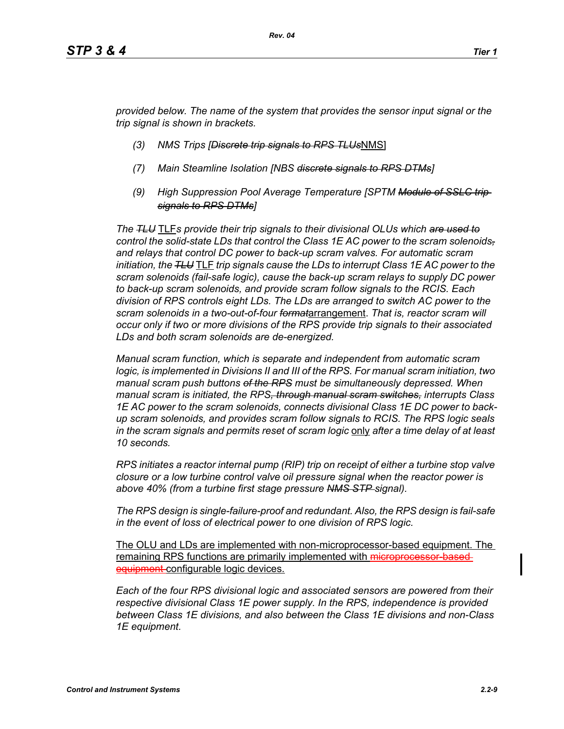*provided below. The name of the system that provides the sensor input signal or the trip signal is shown in brackets.*

- *(3) NMS Trips [~~Discrete trip signals to RPS TLUs~~NMS]*
- *(7) Main Steamline Isolation [NBS ~~discrete signals to RPS DTMs~~]*
- *(9) High Suppression Pool Average Temperature [SPTM ~~Module of SSLC trip signals to RPS DTMs~~]*

*The ~~TLU~~ TLFs provide their trip signals to their divisional OLUs which ~~are used to~~ control the solid-state LDs that control the Class 1E AC power to the scram solenoids~~,~~ and relays that control DC power to back-up scram valves. For automatic scram initiation, the ~~TLU~~ TLF trip signals cause the LDs to interrupt Class 1E AC power to the scram solenoids (fail-safe logic), cause the back-up scram relays to supply DC power to back-up scram solenoids, and provide scram follow signals to the RCIS. Each division of RPS controls eight LDs. The LDs are arranged to switch AC power to the scram solenoids in a two-out-of-four ~~format~~arrangement. That is, reactor scram will occur only if two or more divisions of the RPS provide trip signals to their associated LDs and both scram solenoids are de-energized.*

*Manual scram function, which is separate and independent from automatic scram logic, is implemented in Divisions II and III of the RPS. For manual scram initiation, two manual scram push buttons ~~of the RPS~~ must be simultaneously depressed. When manual scram is initiated, the RPS~~, through manual scram switches,~~ interrupts Class 1E AC power to the scram solenoids, connects divisional Class 1E DC power to back-up scram solenoids, and provides scram follow signals to RCIS. The RPS logic seals in the scram signals and permits reset of scram logic only after a time delay of at least 10 seconds.*

*RPS initiates a reactor internal pump (RIP) trip on receipt of either a turbine stop valve closure or a low turbine control valve oil pressure signal when the reactor power is above 40% (from a turbine first stage pressure ~~NMS STP~~ signal).*

*The RPS design is single-failure-proof and redundant. Also, the RPS design is fail-safe in the event of loss of electrical power to one division of RPS logic.*

The OLU and LDs are implemented with non-microprocessor-based equipment. The remaining RPS functions are primarily implemented with ~~microprocessor-based equipment~~ configurable logic devices.

*Each of the four RPS divisional logic and associated sensors are powered from their respective divisional Class 1E power supply. In the RPS, independence is provided between Class 1E divisions, and also between the Class 1E divisions and non-Class 1E equipment.*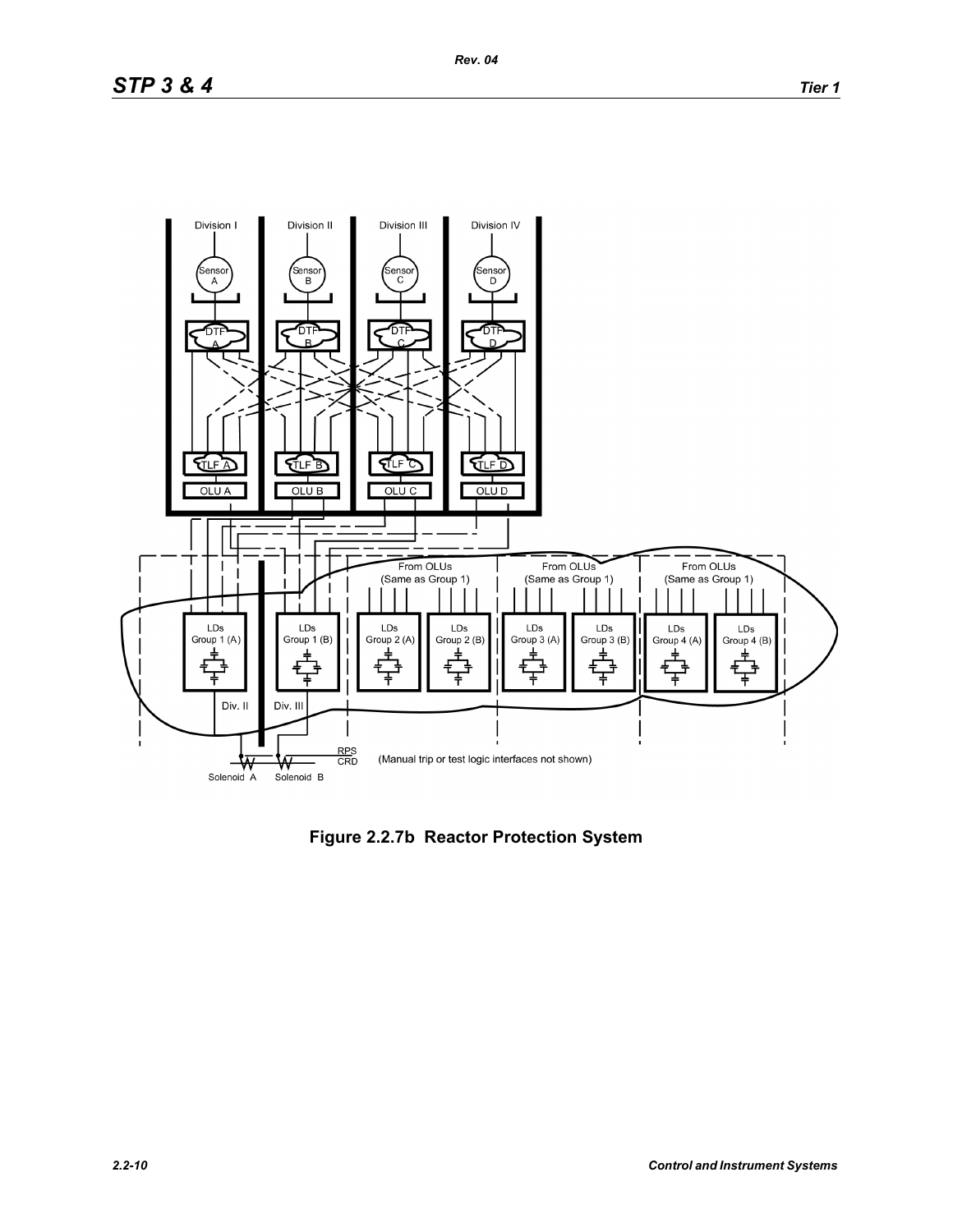Figure 2.2.7b Reactor Protection System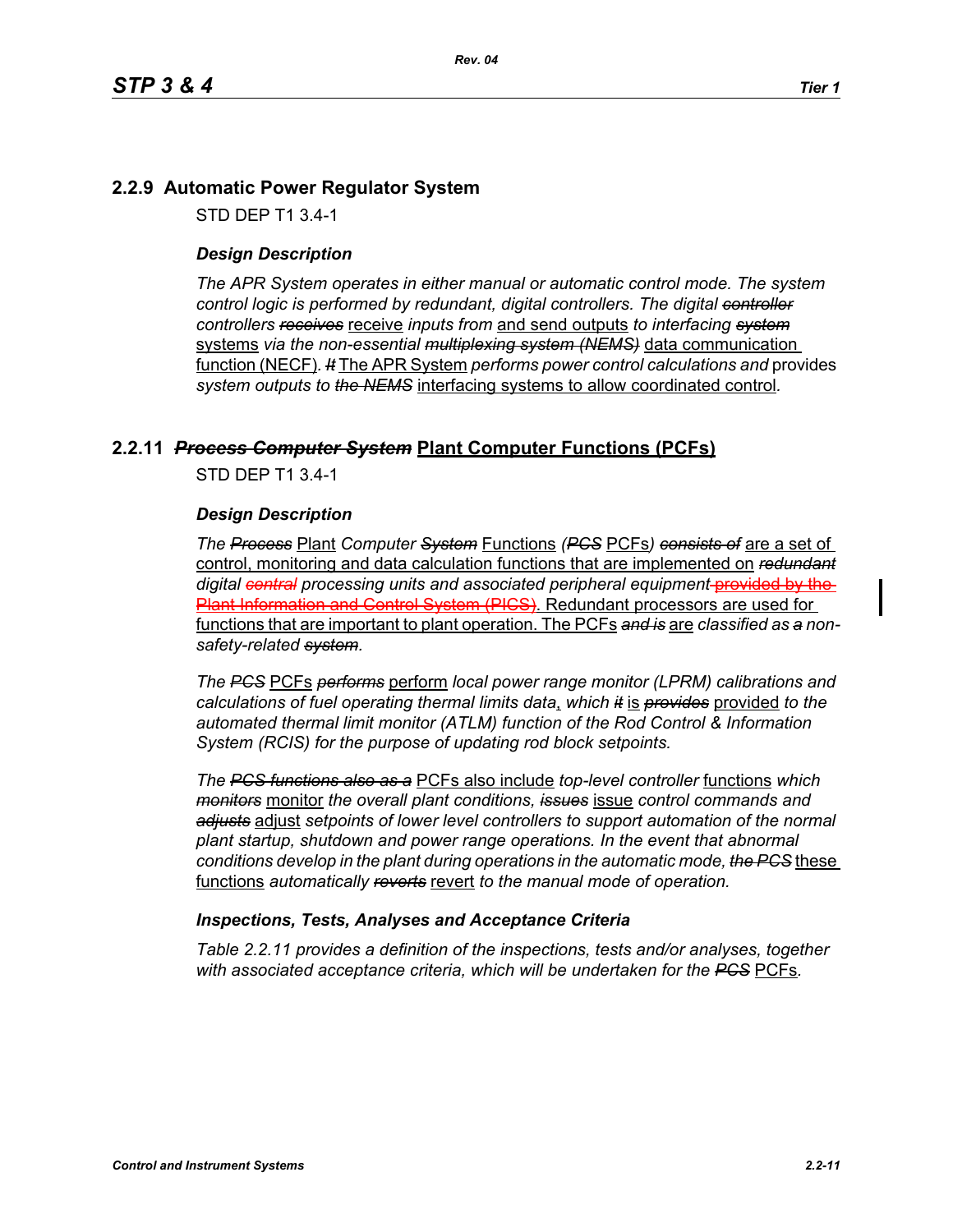## 2.2.9 Automatic Power Regulator System

STD DEP T1 3.4-1

### *Design Description*

*The APR System operates in either manual or automatic control mode. The system control logic is performed by* redundant, *digital controllers. The digital ~~controller~~ controllers ~~receives~~* receive *inputs from* and send outputs *to interfacing ~~system~~* systems *via the non-essential ~~multiplexing system (NEMS)~~* data communication function (NECF)*. ~~It~~* The APR System *performs power control calculations and* provides *system outputs to ~~the NEMS~~* interfacing systems to allow coordinated control*.*

## 2.2.11 ~~*Process Computer System*~~ Plant Computer Functions (PCFs)

STD DEP T1 3.4-1

### *Design Description*

*The ~~Process~~* Plant *Computer ~~System~~* Functions *(~~PCS~~* PCFs*) ~~consists of~~* are a set of control, monitoring and data calculation functions that are implemented on *~~redundant~~ digital ~~central~~ processing units and associated peripheral equipment* ~~provided by the Plant Information and Control System (PICS)~~. Redundant processors are used for functions that are important to plant operation. The PCFs *~~and is~~* are *classified as ~~a~~ non-safety-related ~~system~~.*

*The ~~PCS~~* PCFs *~~performs~~* perform *local power range monitor (LPRM) calibrations and calculations of fuel operating thermal limits data*, *which ~~it~~* is *~~provides~~* provided *to the automated thermal limit monitor (ATLM) function of the Rod Control & Information System (RCIS) for the purpose of updating rod block setpoints.*

*The ~~PCS functions also as a~~* PCFs also include *top-level controller* functions *which ~~monitors~~* monitor *the overall plant conditions, ~~issues~~* issue *control commands and ~~adjusts~~* adjust *setpoints of lower level controllers to support automation of the normal plant startup, shutdown and power range operations. In the event that abnormal conditions develop in the plant during operations in the automatic mode, ~~the PCS~~* these functions *automatically ~~reverts~~* revert *to the manual mode of operation.*

### *Inspections, Tests, Analyses and Acceptance Criteria*

*Table 2.2.11 provides a definition of the inspections, tests and/or analyses, together with associated acceptance criteria, which will be undertaken for the ~~PCS~~* PCFs*.*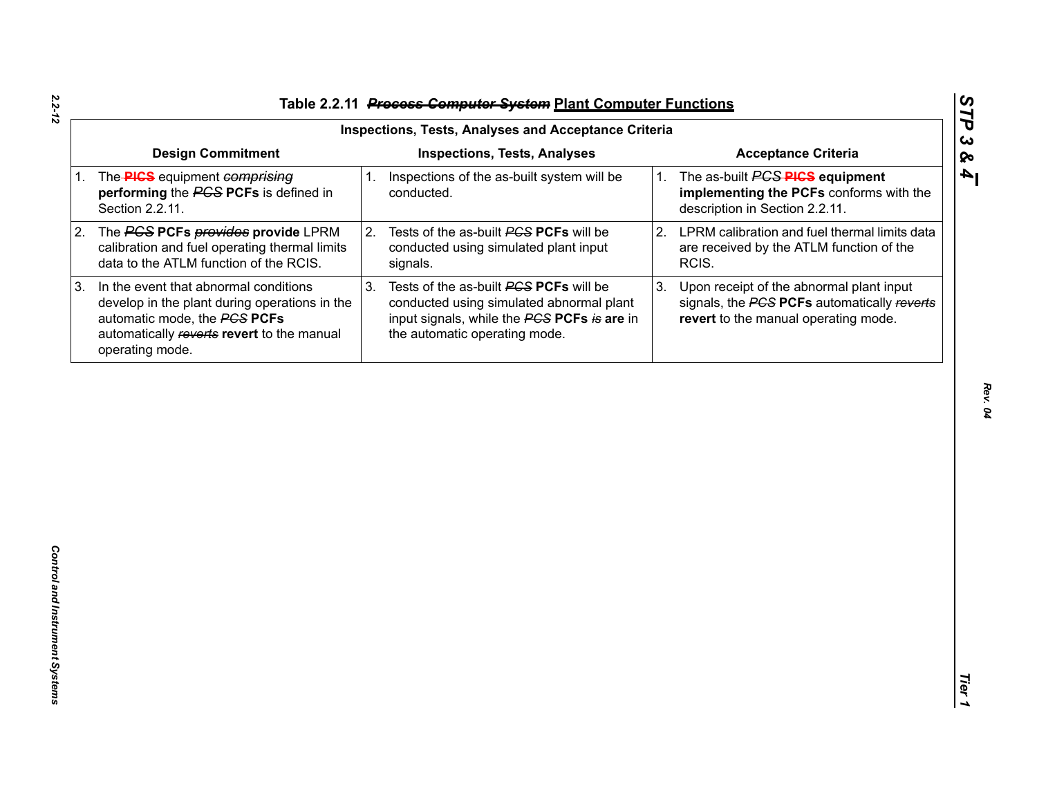# Table 2.2.11 ~~*Process Computer System*~~ Plant Computer Functions

| Inspections, Tests, Analyses and Acceptance Criteria | | |
|---|---|---|
| **Design Commitment** | **Inspections, Tests, Analyses** | **Acceptance Criteria** |
| 1. The ~~**PICS**~~ equipment ~~*comprising*~~ **performing** the ~~*PCS*~~ **PCFs** is defined in Section 2.2.11. | 1. Inspections of the as-built system will be conducted. | 1. The as-built ~~*PCS*~~ ~~**PICS**~~ **equipment implementing the PCFs** conforms with the description in Section 2.2.11. |
| 2. The ~~*PCS*~~ **PCFs** ~~*provides*~~ **provide** LPRM calibration and fuel operating thermal limits data to the ATLM function of the RCIS. | 2. Tests of the as-built ~~*PCS*~~ **PCFs** will be conducted using simulated plant input signals. | 2. LPRM calibration and fuel thermal limits data are received by the ATLM function of the RCIS. |
| 3. In the event that abnormal conditions develop in the plant during operations in the automatic mode, the ~~*PCS*~~ **PCFs** automatically ~~*reverts*~~ **revert** to the manual operating mode. | 3. Tests of the as-built ~~*PCS*~~ **PCFs** will be conducted using simulated abnormal plant input signals, while the ~~*PCS*~~ **PCFs** ~~*is*~~ **are** in the automatic operating mode. | 3. Upon receipt of the abnormal plant input signals, the ~~*PCS*~~ **PCFs** automatically ~~*reverts*~~ **revert** to the manual operating mode. |